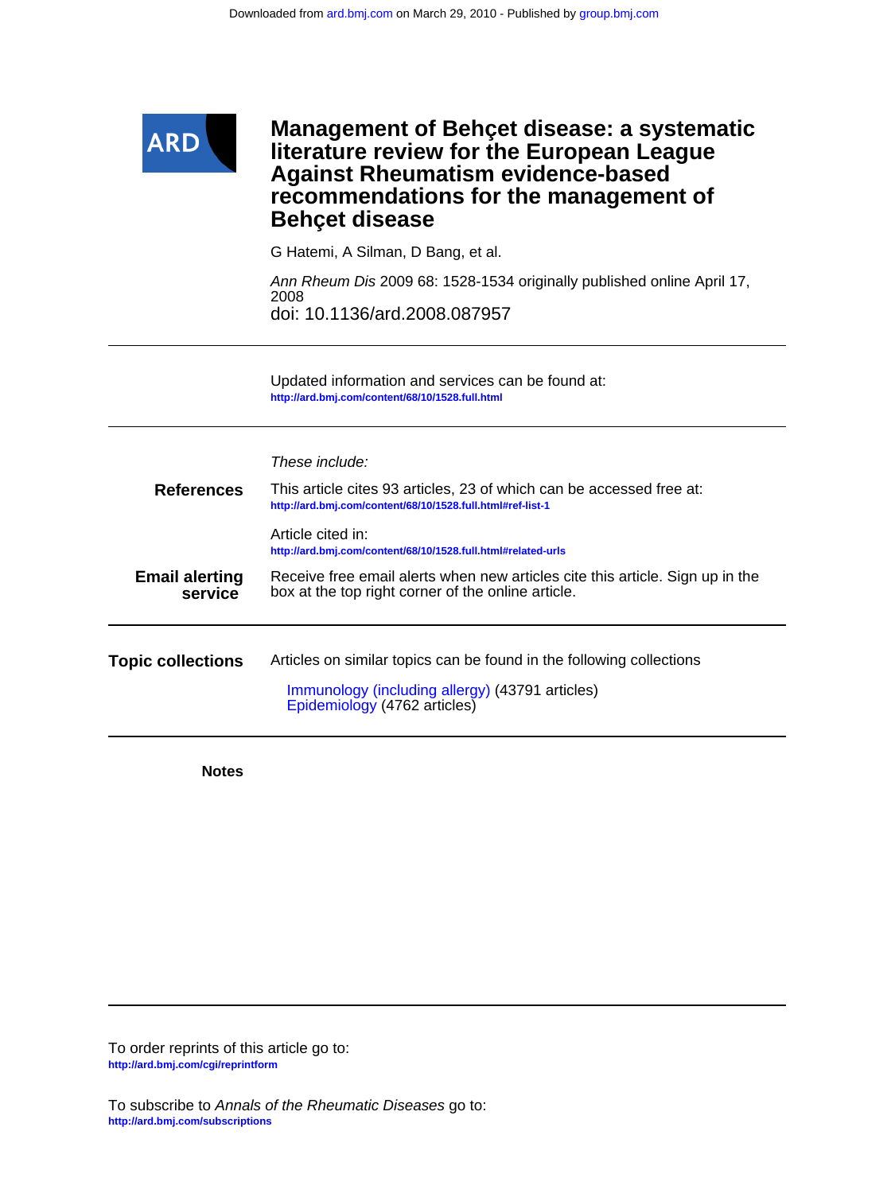Downloaded from ard.bmj.com on March 29, 2010 - Published by group.bmj.com

ARD

# Management of Behçet disease: a systematic literature review for the European League Against Rheumatism evidence-based recommendations for the management of Behçet disease

G Hatemi, A Silman, D Bang, et al.

*Ann Rheum Dis* 2009 68: 1528-1534 originally published online April 17, 2008
doi: 10.1136/ard.2008.087957

Updated information and services can be found at:
http://ard.bmj.com/content/68/10/1528.full.html

*These include:*

**References**

This article cites 93 articles, 23 of which can be accessed free at:
http://ard.bmj.com/content/68/10/1528.full.html#ref-list-1

Article cited in:
http://ard.bmj.com/content/68/10/1528.full.html#related-urls

**Email alerting service**

Receive free email alerts when new articles cite this article. Sign up in the box at the top right corner of the online article.

**Topic collections**

Articles on similar topics can be found in the following collections

Immunology (including allergy) (43791 articles)
Epidemiology (4762 articles)

**Notes**

To order reprints of this article go to:
http://ard.bmj.com/cgi/reprintform

To subscribe to *Annals of the Rheumatic Diseases* go to:
http://ard.bmj.com/subscriptions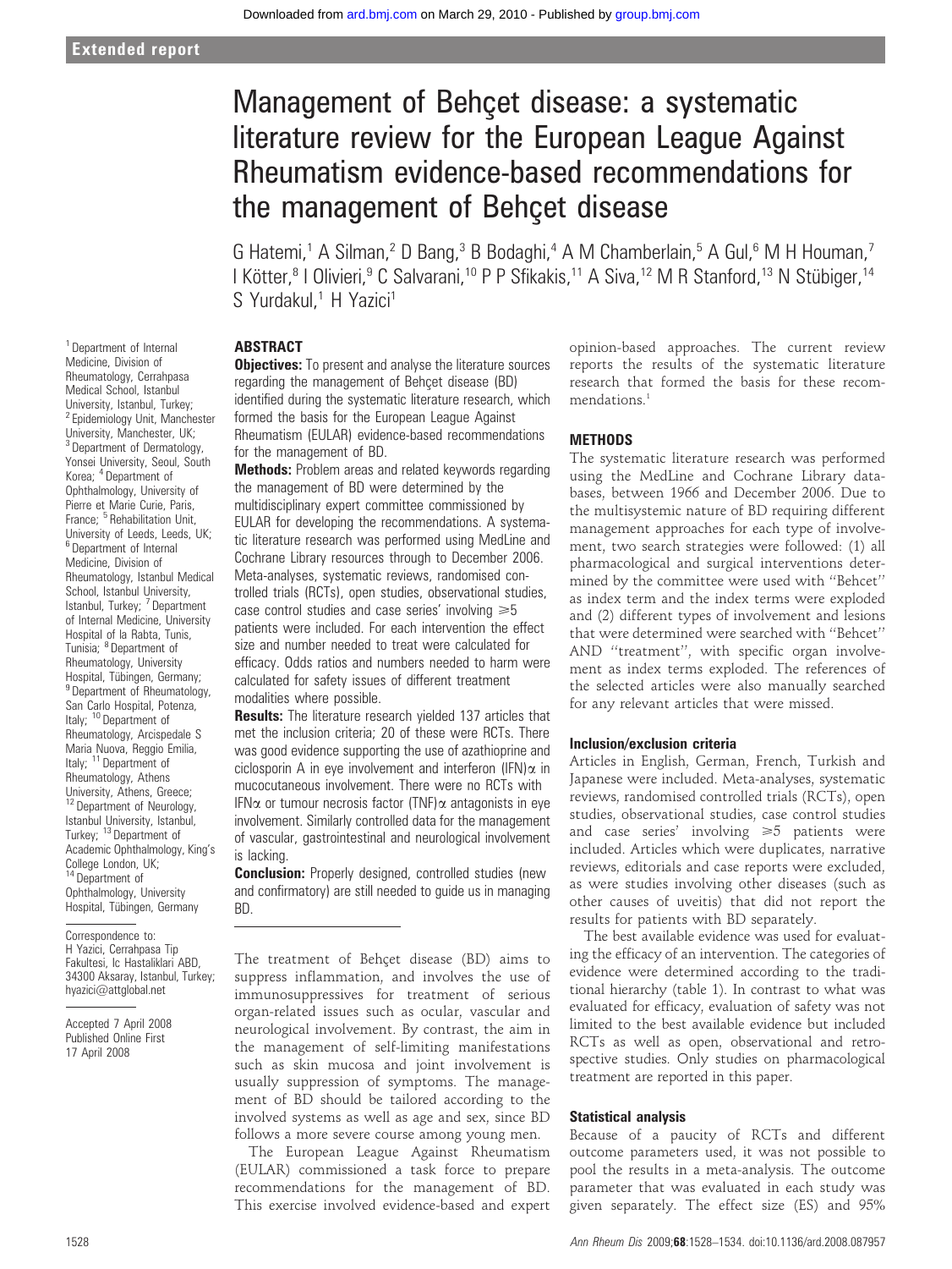Extended report

# Management of Behçet disease: a systematic literature review for the European League Against Rheumatism evidence-based recommendations for the management of Behçet disease

G Hatemi,[1] A Silman,[2] D Bang,[3] B Bodaghi,[4] A M Chamberlain,[5] A Gul,[6] M H Houman,[7] I Kötter,[8] I Olivieri,[9] C Salvarani,[10] P P Sfikakis,[11] A Siva,[12] M R Stanford,[13] N Stübiger,[14] S Yurdakul,[1] H Yazici[1]

[1] Department of Internal Medicine, Division of Rheumatology, Cerrahpasa Medical School, Istanbul University, Istanbul, Turkey; [2] Epidemiology Unit, Manchester University, Manchester, UK; [3] Department of Dermatology, Yonsei University, Seoul, South Korea; [4] Department of Ophthalmology, University of Pierre et Marie Curie, Paris, France; [5] Rehabilitation Unit, University of Leeds, Leeds, UK; [6] Department of Internal Medicine, Division of Rheumatology, Istanbul Medical School, Istanbul University, Istanbul, Turkey; [7] Department of Internal Medicine, University Hospital of la Rabta, Tunis, Tunisia; [8] Department of Rheumatology, University Hospital, Tübingen, Germany; [9] Department of Rheumatology, San Carlo Hospital, Potenza, Italy; [10] Department of Rheumatology, Arcispedale S Maria Nuova, Reggio Emilia, Italy; [11] Department of Rheumatology, Athens University, Athens, Greece; [12] Department of Neurology, Istanbul University, Istanbul, Turkey; [13] Department of Academic Ophthalmology, King's College London, UK; [14] Department of Ophthalmology, University Hospital, Tübingen, Germany

Correspondence to: H Yazici, Cerrahpasa Tip Fakultesi, Ic Hastaliklari ABD, 34300 Aksaray, Istanbul, Turkey; hyazici@attglobal.net

Accepted 7 April 2008
Published Online First 17 April 2008

## ABSTRACT

**Objectives:** To present and analyse the literature sources regarding the management of Behçet disease (BD) identified during the systematic literature research, which formed the basis for the European League Against Rheumatism (EULAR) evidence-based recommendations for the management of BD.

**Methods:** Problem areas and related keywords regarding the management of BD were determined by the multidisciplinary expert committee commissioned by EULAR for developing the recommendations. A systematic literature research was performed using MedLine and Cochrane Library resources through to December 2006. Meta-analyses, systematic reviews, randomised controlled trials (RCTs), open studies, observational studies, case control studies and case series' involving ≥5 patients were included. For each intervention the effect size and number needed to treat were calculated for efficacy. Odds ratios and numbers needed to harm were calculated for safety issues of different treatment modalities where possible.

**Results:** The literature research yielded 137 articles that met the inclusion criteria; 20 of these were RCTs. There was good evidence supporting the use of azathioprine and ciclosporin A in eye involvement and interferon (IFN)$\alpha$ in mucocutaneous involvement. There were no RCTs with IFN$\alpha$ or tumour necrosis factor (TNF)$\alpha$ antagonists in eye involvement. Similarly controlled data for the management of vascular, gastrointestinal and neurological involvement is lacking.

**Conclusion:** Properly designed, controlled studies (new and confirmatory) are still needed to guide us in managing BD.

The treatment of Behçet disease (BD) aims to suppress inflammation, and involves the use of immunosuppressives for treatment of serious organ-related issues such as ocular, vascular and neurological involvement. By contrast, the aim in the management of self-limiting manifestations such as skin mucosa and joint involvement is usually suppression of symptoms. The management of BD should be tailored according to the involved systems as well as age and sex, since BD follows a more severe course among young men.

The European League Against Rheumatism (EULAR) commissioned a task force to prepare recommendations for the management of BD. This exercise involved evidence-based and expert opinion-based approaches. The current review reports the results of the systematic literature research that formed the basis for these recommendations.[1]

## METHODS

The systematic literature research was performed using the MedLine and Cochrane Library databases, between 1966 and December 2006. Due to the multisystemic nature of BD requiring different management approaches for each type of involvement, two search strategies were followed: (1) all pharmacological and surgical interventions determined by the committee were used with "Behcet" as index term and the index terms were exploded and (2) different types of involvement and lesions that were determined were searched with "Behcet" AND "treatment", with specific organ involvement as index terms exploded. The references of the selected articles were also manually searched for any relevant articles that were missed.

### Inclusion/exclusion criteria

Articles in English, German, French, Turkish and Japanese were included. Meta-analyses, systematic reviews, randomised controlled trials (RCTs), open studies, observational studies, case control studies and case series' involving ≥5 patients were included. Articles which were duplicates, narrative reviews, editorials and case reports were excluded, as were studies involving other diseases (such as other causes of uveitis) that did not report the results for patients with BD separately.

The best available evidence was used for evaluating the efficacy of an intervention. The categories of evidence were determined according to the traditional hierarchy (table 1). In contrast to what was evaluated for efficacy, evaluation of safety was not limited to the best available evidence but included RCTs as well as open, observational and retrospective studies. Only studies on pharmacological treatment are reported in this paper.

### Statistical analysis

Because of a paucity of RCTs and different outcome parameters used, it was not possible to pool the results in a meta-analysis. The outcome parameter that was evaluated in each study was given separately. The effect size (ES) and 95%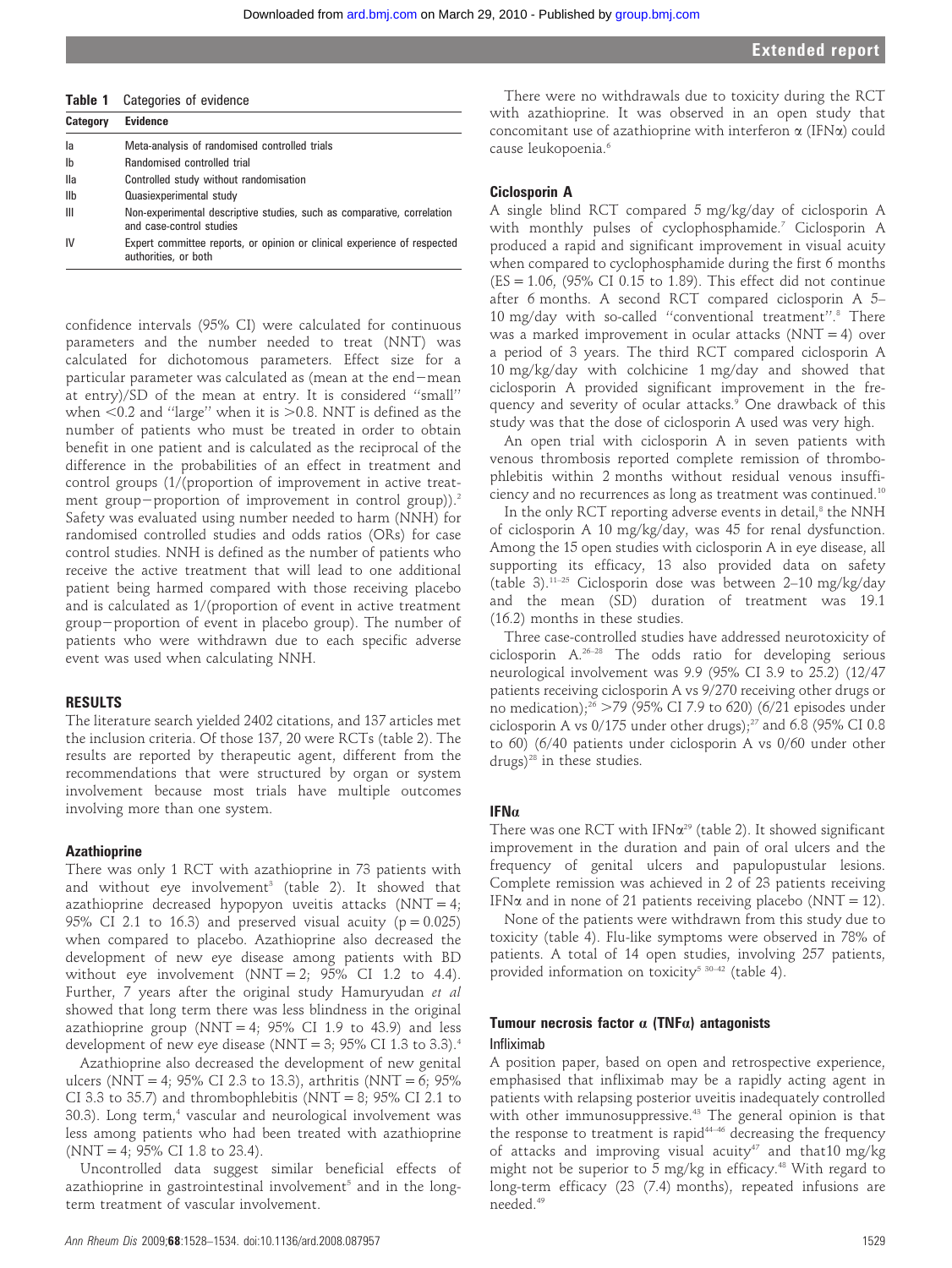**Table 1** Categories of evidence

| Category | Evidence |
|---|---|
| Ia | Meta-analysis of randomised controlled trials |
| Ib | Randomised controlled trial |
| IIa | Controlled study without randomisation |
| IIb | Quasiexperimental study |
| III | Non-experimental descriptive studies, such as comparative, correlation and case-control studies |
| IV | Expert committee reports, or opinion or clinical experience of respected authorities, or both |

confidence intervals (95% CI) were calculated for continuous parameters and the number needed to treat (NNT) was calculated for dichotomous parameters. Effect size for a particular parameter was calculated as (mean at the end−mean at entry)/SD of the mean at entry. It is considered "small" when <0.2 and "large" when it is >0.8. NNT is defined as the number of patients who must be treated in order to obtain benefit in one patient and is calculated as the reciprocal of the difference in the probabilities of an effect in treatment and control groups (1/(proportion of improvement in active treatment group−proportion of improvement in control group)).[2] Safety was evaluated using number needed to harm (NNH) for randomised controlled studies and odds ratios (ORs) for case control studies. NNH is defined as the number of patients who receive the active treatment that will lead to one additional patient being harmed compared with those receiving placebo and is calculated as 1/(proportion of event in active treatment group−proportion of event in placebo group). The number of patients who were withdrawn due to each specific adverse event was used when calculating NNH.

## RESULTS

The literature search yielded 2402 citations, and 137 articles met the inclusion criteria. Of those 137, 20 were RCTs (table 2). The results are reported by therapeutic agent, different from the recommendations that were structured by organ or system involvement because most trials have multiple outcomes involving more than one system.

### Azathioprine

There was only 1 RCT with azathioprine in 73 patients with and without eye involvement[3] (table 2). It showed that azathioprine decreased hypopyon uveitis attacks (NNT = 4; 95% CI 2.1 to 16.3) and preserved visual acuity (p = 0.025) when compared to placebo. Azathioprine also decreased the development of new eye disease among patients with BD without eye involvement (NNT = 2; 95% CI 1.2 to 4.4). Further, 7 years after the original study Hamuryudan *et al* showed that long term there was less blindness in the original azathioprine group (NNT = 4; 95% CI 1.9 to 43.9) and less development of new eye disease (NNT = 3; 95% CI 1.3 to 3.3).[4]

Azathioprine also decreased the development of new genital ulcers (NNT = 4; 95% CI 2.3 to 13.3), arthritis (NNT = 6; 95% CI 3.3 to 35.7) and thrombophlebitis (NNT = 8; 95% CI 2.1 to 30.3). Long term,[4] vascular and neurological involvement was less among patients who had been treated with azathioprine (NNT = 4; 95% CI 1.8 to 23.4).

Uncontrolled data suggest similar beneficial effects of azathioprine in gastrointestinal involvement[5] and in the long-term treatment of vascular involvement.

There were no withdrawals due to toxicity during the RCT with azathioprine. It was observed in an open study that concomitant use of azathioprine with interferon α (IFNα) could cause leukopoenia.[6]

### Ciclosporin A

A single blind RCT compared 5 mg/kg/day of ciclosporin A with monthly pulses of cyclophosphamide.[7] Ciclosporin A produced a rapid and significant improvement in visual acuity when compared to cyclophosphamide during the first 6 months (ES = 1.06, (95% CI 0.15 to 1.89). This effect did not continue after 6 months. A second RCT compared ciclosporin A 5–10 mg/day with so-called "conventional treatment".[8] There was a marked improvement in ocular attacks (NNT = 4) over a period of 3 years. The third RCT compared ciclosporin A 10 mg/kg/day with colchicine 1 mg/day and showed that ciclosporin A provided significant improvement in the frequency and severity of ocular attacks.[9] One drawback of this study was that the dose of ciclosporin A used was very high.

An open trial with ciclosporin A in seven patients with venous thrombosis reported complete remission of thrombophlebitis within 2 months without residual venous insufficiency and no recurrences as long as treatment was continued.[10]

In the only RCT reporting adverse events in detail,[8] the NNH of ciclosporin A 10 mg/kg/day, was 45 for renal dysfunction. Among the 15 open studies with ciclosporin A in eye disease, all supporting its efficacy, 13 also provided data on safety (table 3).[11–25] Ciclosporin dose was between 2–10 mg/kg/day and the mean (SD) duration of treatment was 19.1 (16.2) months in these studies.

Three case-controlled studies have addressed neurotoxicity of ciclosporin A.[26–28] The odds ratio for developing serious neurological involvement was 9.9 (95% CI 3.9 to 25.2) (12/47 patients receiving ciclosporin A vs 9/270 receiving other drugs or no medication);[26] >79 (95% CI 7.9 to 620) (6/21 episodes under ciclosporin A vs 0/175 under other drugs);[27] and 6.8 (95% CI 0.8 to 60) (6/40 patients under ciclosporin A vs 0/60 under other drugs)[28] in these studies.

### IFNα

There was one RCT with IFNα[29] (table 2). It showed significant improvement in the duration and pain of oral ulcers and the frequency of genital ulcers and papulopustular lesions. Complete remission was achieved in 2 of 23 patients receiving IFNα and in none of 21 patients receiving placebo (NNT = 12).

None of the patients were withdrawn from this study due to toxicity (table 4). Flu-like symptoms were observed in 78% of patients. A total of 14 open studies, involving 257 patients, provided information on toxicity[5 30–42] (table 4).

### Tumour necrosis factor α (TNFα) antagonists

#### Infliximab

A position paper, based on open and retrospective experience, emphasised that infliximab may be a rapidly acting agent in patients with relapsing posterior uveitis inadequately controlled with other immunosuppressive.[43] The general opinion is that the response to treatment is rapid[44–46] decreasing the frequency of attacks and improving visual acuity[47] and that10 mg/kg might not be superior to 5 mg/kg in efficacy.[48] With regard to long-term efficacy (23 (7.4) months), repeated infusions are needed.[49]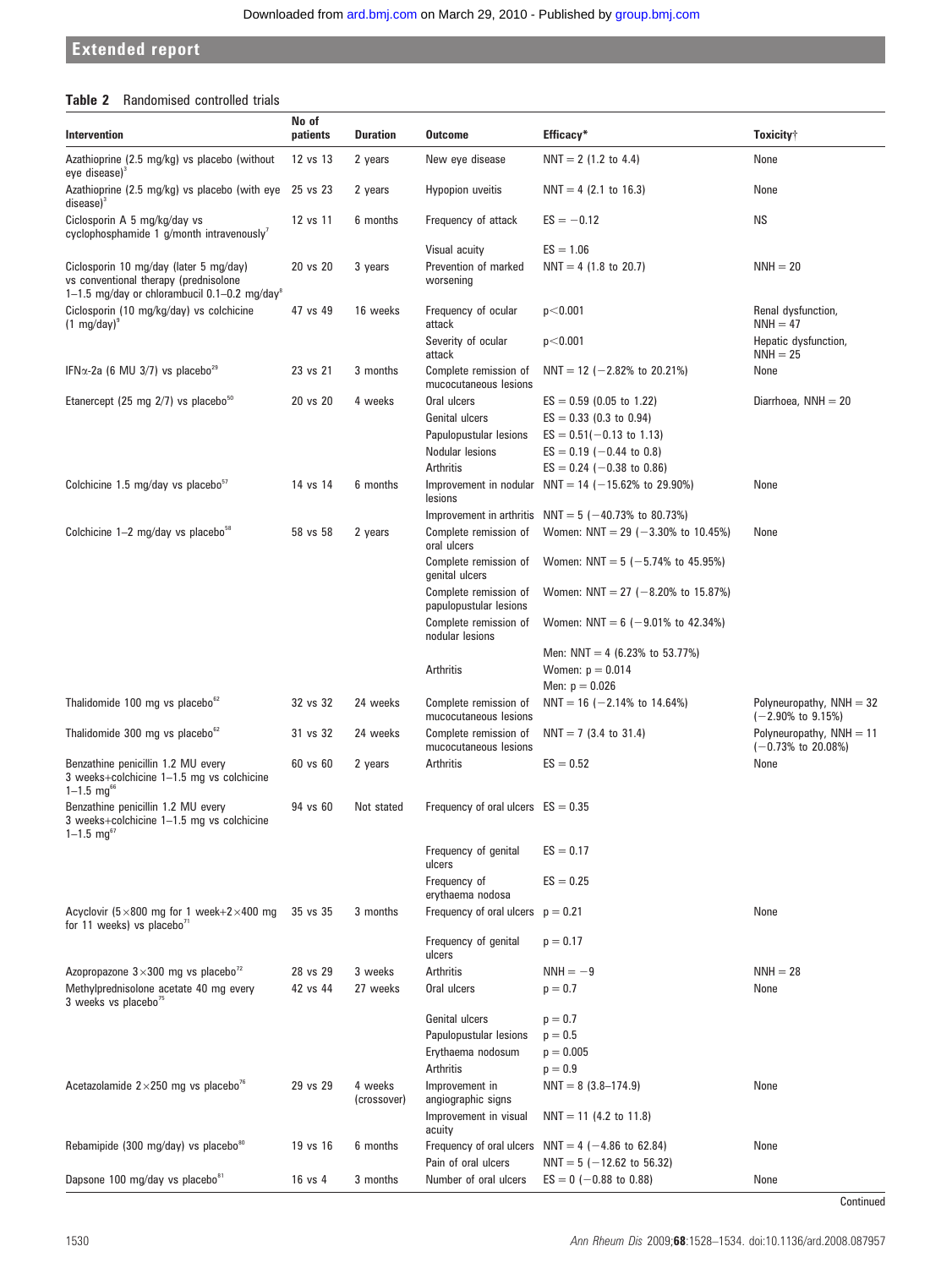**Table 2** Randomised controlled trials

| Intervention | No of patients | Duration | Outcome | Efficacy* | Toxicity† |
|---|---|---|---|---|---|
| Azathioprine (2.5 mg/kg) vs placebo (without eye disease)[3] | 12 vs 13 | 2 years | New eye disease | NNT = 2 (1.2 to 4.4) | None |
| Azathioprine (2.5 mg/kg) vs placebo (with eye disease)[3] | 25 vs 23 | 2 years | Hypopion uveitis | NNT = 4 (2.1 to 16.3) | None |
| Ciclosporin A 5 mg/kg/day vs cyclophosphamide 1 g/month intravenously[7] | 12 vs 11 | 6 months | Frequency of attack | ES = −0.12 | NS |
| | | | Visual acuity | ES = 1.06 | |
| Ciclosporin 10 mg/day (later 5 mg/day) vs conventional therapy (prednisolone 1–1.5 mg/day or chlorambucil 0.1–0.2 mg/day[8] | 20 vs 20 | 3 years | Prevention of marked worsening | NNT = 4 (1.8 to 20.7) | NNH = 20 |
| Ciclosporin (10 mg/kg/day) vs colchicine (1 mg/day)[9] | 47 vs 49 | 16 weeks | Frequency of ocular attack | $p<0.001$ | Renal dysfunction, NNH = 47 |
| | | | Severity of ocular attack | $p<0.001$ | Hepatic dysfunction, NNH = 25 |
| IFNα-2a (6 MU 3/7) vs placebo[29] | 23 vs 21 | 3 months | Complete remission of mucocutaneous lesions | NNT = 12 (−2.82% to 20.21%) | None |
| Etanercept (25 mg 2/7) vs placebo[50] | 20 vs 20 | 4 weeks | Oral ulcers | ES = 0.59 (0.05 to 1.22) | Diarrhoea, NNH = 20 |
| | | | Genital ulcers | ES = 0.33 (0.3 to 0.94) | |
| | | | Papulopustular lesions | ES = 0.51(−0.13 to 1.13) | |
| | | | Nodular lesions | ES = 0.19 (−0.44 to 0.8) | |
| | | | Arthritis | ES = 0.24 (−0.38 to 0.86) | |
| Colchicine 1.5 mg/day vs placebo[57] | 14 vs 14 | 6 months | Improvement in nodular lesions | NNT = 14 (−15.62% to 29.90%) | None |
| | | | Improvement in arthritis | NNT = 5 (−40.73% to 80.73%) | |
| Colchicine 1–2 mg/day vs placebo[58] | 58 vs 58 | 2 years | Complete remission of oral ulcers | Women: NNT = 29 (−3.30% to 10.45%) | None |
| | | | Complete remission of genital ulcers | Women: NNT = 5 (−5.74% to 45.95%) | |
| | | | Complete remission of papulopustular lesions | Women: NNT = 27 (−8.20% to 15.87%) | |
| | | | Complete remission of nodular lesions | Women: NNT = 6 (−9.01% to 42.34%) | |
| | | | | Men: NNT = 4 (6.23% to 53.77%) | |
| | | | Arthritis | Women: p = 0.014 | |
| | | | | Men: p = 0.026 | |
| Thalidomide 100 mg vs placebo[62] | 32 vs 32 | 24 weeks | Complete remission of mucocutaneous lesions | NNT = 16 (−2.14% to 14.64%) | Polyneuropathy, NNH = 32 (−2.90% to 9.15%) |
| Thalidomide 300 mg vs placebo[62] | 31 vs 32 | 24 weeks | Complete remission of mucocutaneous lesions | NNT = 7 (3.4 to 31.4) | Polyneuropathy, NNH = 11 (−0.73% to 20.08%) |
| Benzathine penicillin 1.2 MU every 3 weeks+colchicine 1–1.5 mg vs colchicine 1–1.5 mg[66] | 60 vs 60 | 2 years | Arthritis | ES = 0.52 | None |
| Benzathine penicillin 1.2 MU every 3 weeks+colchicine 1–1.5 mg vs colchicine 1–1.5 mg[67] | 94 vs 60 | Not stated | Frequency of oral ulcers | ES = 0.35 | |
| | | | Frequency of genital ulcers | ES = 0.17 | |
| | | | Frequency of erythaema nodosa | ES = 0.25 | |
| Acyclovir (5×800 mg for 1 week+2×400 mg for 11 weeks) vs placebo[71] | 35 vs 35 | 3 months | Frequency of oral ulcers | p = 0.21 | None |
| | | | Frequency of genital ulcers | p = 0.17 | |
| Azopropazone 3×300 mg vs placebo[72] | 28 vs 29 | 3 weeks | Arthritis | NNH = −9 | NNH = 28 |
| Methylprednisolone acetate 40 mg every 3 weeks vs placebo[75] | 42 vs 44 | 27 weeks | Oral ulcers | p = 0.7 | None |
| | | | Genital ulcers | p = 0.7 | |
| | | | Papulopustular lesions | p = 0.5 | |
| | | | Erythaema nodosum | p = 0.005 | |
| | | | Arthritis | p = 0.9 | |
| Acetazolamide 2×250 mg vs placebo[76] | 29 vs 29 | 4 weeks (crossover) | Improvement in angiographic signs | NNT = 8 (3.8–174.9) | None |
| | | | Improvement in visual acuity | NNT = 11 (4.2 to 11.8) | |
| Rebamipide (300 mg/day) vs placebo[80] | 19 vs 16 | 6 months | Frequency of oral ulcers | NNT = 4 (−4.86 to 62.84) | None |
| | | | Pain of oral ulcers | NNT = 5 (−12.62 to 56.32) | |
| Dapsone 100 mg/day vs placebo[81] | 16 vs 4 | 3 months | Number of oral ulcers | ES = 0 (−0.88 to 0.88) | None |

Continued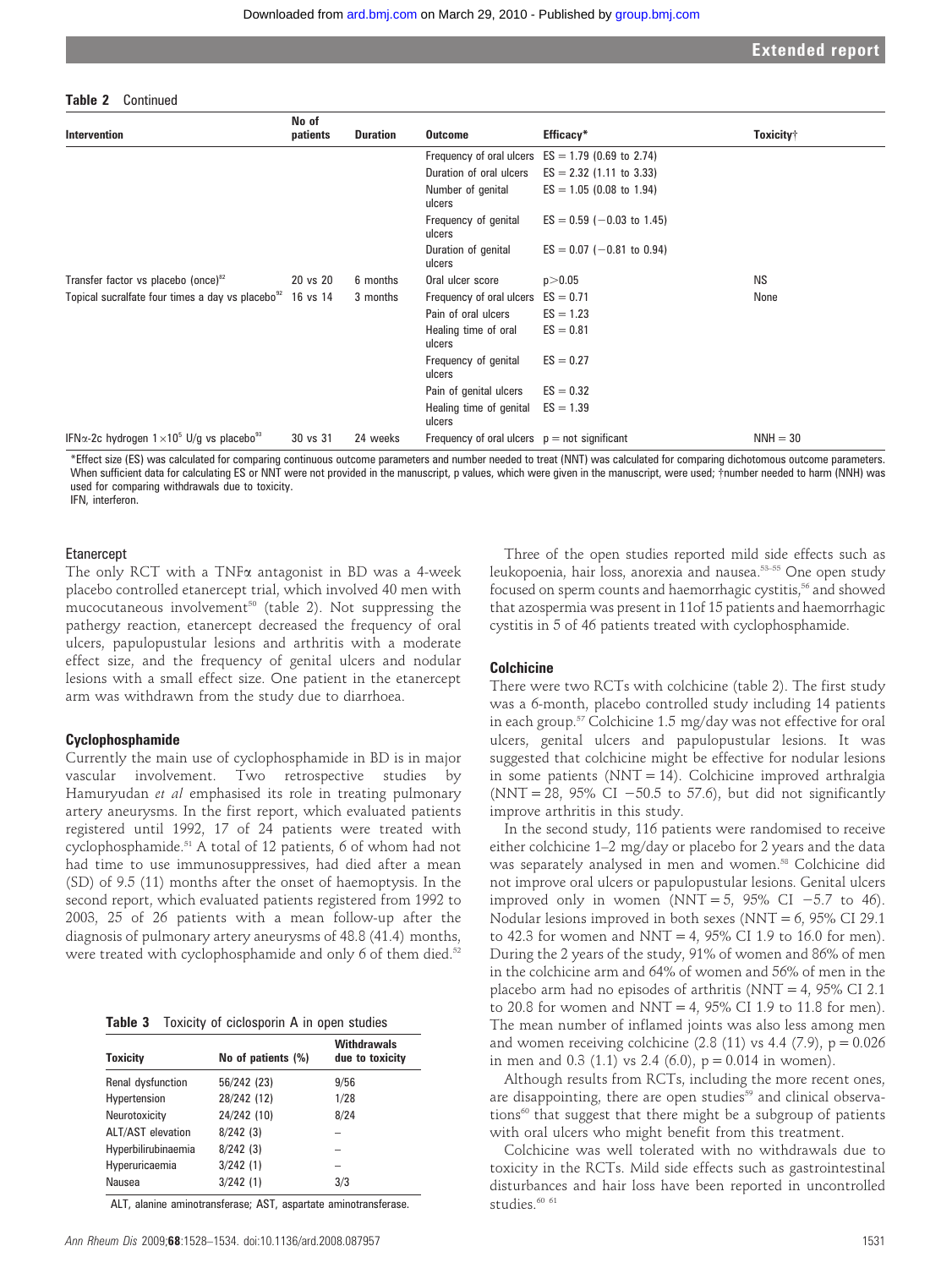**Table 2** Continued

| Intervention | No of patients | Duration | Outcome | Efficacy* | Toxicity† |
|---|---|---|---|---|---|
| | | | Frequency of oral ulcers | ES = 1.79 (0.69 to 2.74) | |
| | | | Duration of oral ulcers | ES = 2.32 (1.11 to 3.33) | |
| | | | Number of genital ulcers | ES = 1.05 (0.08 to 1.94) | |
| | | | Frequency of genital ulcers | ES = 0.59 (−0.03 to 1.45) | |
| | | | Duration of genital ulcers | ES = 0.07 (−0.81 to 0.94) | |
| Transfer factor vs placebo (once)[82] | 20 vs 20 | 6 months | Oral ulcer score | $p > 0.05$ | NS |
| Topical sucralfate four times a day vs placebo[92] | 16 vs 14 | 3 months | Frequency of oral ulcers | ES = 0.71 | None |
| | | | Pain of oral ulcers | ES = 1.23 | |
| | | | Healing time of oral ulcers | ES = 0.81 | |
| | | | Frequency of genital ulcers | ES = 0.27 | |
| | | | Pain of genital ulcers | ES = 0.32 | |
| | | | Healing time of genital ulcers | ES = 1.39 | |
| IFNα-2c hydrogen $1\times10^5$ U/g vs placebo[93] | 30 vs 31 | 24 weeks | Frequency of oral ulcers | p = not significant | NNH = 30 |

*Effect size (ES) was calculated for comparing continuous outcome parameters and number needed to treat (NNT) was calculated for comparing dichotomous outcome parameters. When sufficient data for calculating ES or NNT were not provided in the manuscript, p values, which were given in the manuscript, were used; †number needed to harm (NNH) was used for comparing withdrawals due to toxicity.
IFN, interferon.

### Etanercept

The only RCT with a TNFα antagonist in BD was a 4-week placebo controlled etanercept trial, which involved 40 men with mucocutaneous involvement[50] (table 2). Not suppressing the pathergy reaction, etanercept decreased the frequency of oral ulcers, papulopustular lesions and arthritis with a moderate effect size, and the frequency of genital ulcers and nodular lesions with a small effect size. One patient in the etanercept arm was withdrawn from the study due to diarrhoea.

### Cyclophosphamide

Currently the main use of cyclophosphamide in BD is in major vascular involvement. Two retrospective studies by Hamuryudan *et al* emphasised its role in treating pulmonary artery aneurysms. In the first report, which evaluated patients registered until 1992, 17 of 24 patients were treated with cyclophosphamide.[51] A total of 12 patients, 6 of whom had not had time to use immunosuppressives, had died after a mean (SD) of 9.5 (11) months after the onset of haemoptysis. In the second report, which evaluated patients registered from 1992 to 2003, 25 of 26 patients with a mean follow-up after the diagnosis of pulmonary artery aneurysms of 48.8 (41.4) months, were treated with cyclophosphamide and only 6 of them died.[52]

**Table 3** Toxicity of ciclosporin A in open studies

| Toxicity | No of patients (%) | Withdrawals due to toxicity |
|---|---|---|
| Renal dysfunction | 56/242 (23) | 9/56 |
| Hypertension | 28/242 (12) | 1/28 |
| Neurotoxicity | 24/242 (10) | 8/24 |
| ALT/AST elevation | 8/242 (3) | – |
| Hyperbilirubinaemia | 8/242 (3) | – |
| Hyperuricaemia | 3/242 (1) | – |
| Nausea | 3/242 (1) | 3/3 |

ALT, alanine aminotransferase; AST, aspartate aminotransferase.

Three of the open studies reported mild side effects such as leukopoenia, hair loss, anorexia and nausea.[53–55] One open study focused on sperm counts and haemorrhagic cystitis,[56] and showed that azospermia was present in 11of 15 patients and haemorrhagic cystitis in 5 of 46 patients treated with cyclophosphamide.

### Colchicine

There were two RCTs with colchicine (table 2). The first study was a 6-month, placebo controlled study including 14 patients in each group.[57] Colchicine 1.5 mg/day was not effective for oral ulcers, genital ulcers and papulopustular lesions. It was suggested that colchicine might be effective for nodular lesions in some patients (NNT = 14). Colchicine improved arthralgia (NNT = 28, 95% CI −50.5 to 57.6), but did not significantly improve arthritis in this study.

In the second study, 116 patients were randomised to receive either colchicine 1–2 mg/day or placebo for 2 years and the data was separately analysed in men and women.[58] Colchicine did not improve oral ulcers or papulopustular lesions. Genital ulcers improved only in women (NNT = 5, 95% CI −5.7 to 46). Nodular lesions improved in both sexes (NNT = 6, 95% CI 29.1 to 42.3 for women and NNT = 4, 95% CI 1.9 to 16.0 for men). During the 2 years of the study, 91% of women and 86% of men in the colchicine arm and 64% of women and 56% of men in the placebo arm had no episodes of arthritis (NNT = 4, 95% CI 2.1 to 20.8 for women and NNT = 4, 95% CI 1.9 to 11.8 for men). The mean number of inflamed joints was also less among men and women receiving colchicine (2.8 (11) vs 4.4 (7.9), p = 0.026 in men and 0.3 (1.1) vs 2.4 (6.0), p = 0.014 in women).

Although results from RCTs, including the more recent ones, are disappointing, there are open studies[59] and clinical observations[60] that suggest that there might be a subgroup of patients with oral ulcers who might benefit from this treatment.

Colchicine was well tolerated with no withdrawals due to toxicity in the RCTs. Mild side effects such as gastrointestinal disturbances and hair loss have been reported in uncontrolled studies.[60 61]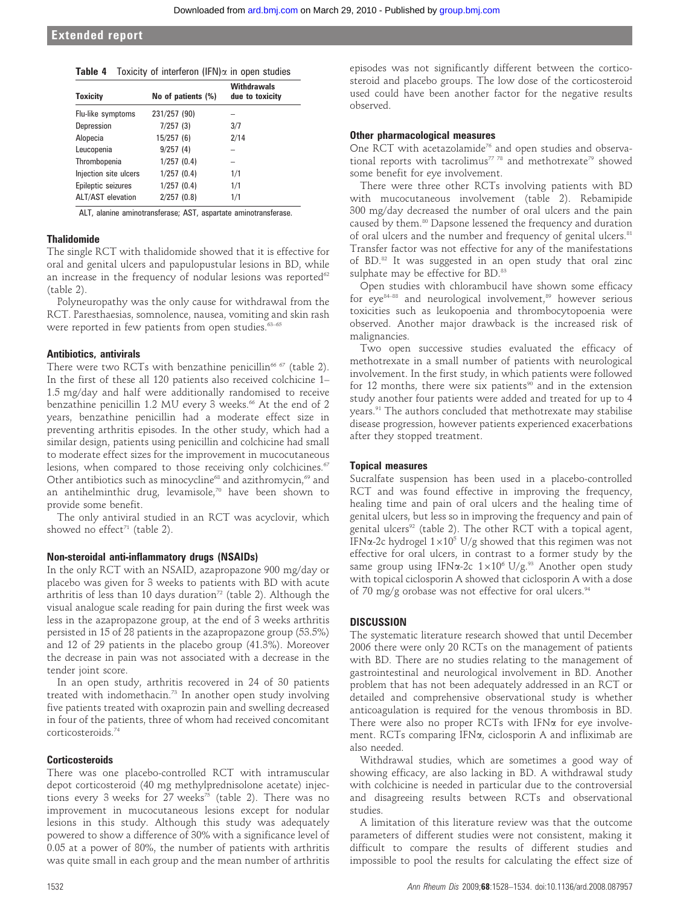**Table 4** Toxicity of interferon (IFN)α in open studies

| Toxicity | No of patients (%) | Withdrawals due to toxicity |
|---|---|---|
| Flu-like symptoms | 231/257 (90) | – |
| Depression | 7/257 (3) | 3/7 |
| Alopecia | 15/257 (6) | 2/14 |
| Leucopenia | 9/257 (4) | – |
| Thrombopenia | 1/257 (0.4) | – |
| Injection site ulcers | 1/257 (0.4) | 1/1 |
| Epileptic seizures | 1/257 (0.4) | 1/1 |
| ALT/AST elevation | 2/257 (0.8) | 1/1 |

ALT, alanine aminotransferase; AST, aspartate aminotransferase.

### Thalidomide

The single RCT with thalidomide showed that it is effective for oral and genital ulcers and papulopustular lesions in BD, while an increase in the frequency of nodular lesions was reported[62] (table 2).

Polyneuropathy was the only cause for withdrawal from the RCT. Paresthaesias, somnolence, nausea, vomiting and skin rash were reported in few patients from open studies.[63–65]

### Antibiotics, antivirals

There were two RCTs with benzathine penicillin[66 67] (table 2). In the first of these all 120 patients also received colchicine 1–1.5 mg/day and half were additionally randomised to receive benzathine penicillin 1.2 MU every 3 weeks.[66] At the end of 2 years, benzathine penicillin had a moderate effect size in preventing arthritis episodes. In the other study, which had a similar design, patients using penicillin and colchicine had small to moderate effect sizes for the improvement in mucocutaneous lesions, when compared to those receiving only colchicines.[67] Other antibiotics such as minocycline[68] and azithromycin,[69] and an antihelminthic drug, levamisole,[70] have been shown to provide some benefit.

The only antiviral studied in an RCT was acyclovir, which showed no effect[71] (table 2).

### Non-steroidal anti-inflammatory drugs (NSAIDs)

In the only RCT with an NSAID, azapropazone 900 mg/day or placebo was given for 3 weeks to patients with BD with acute arthritis of less than 10 days duration[72] (table 2). Although the visual analogue scale reading for pain during the first week was less in the azapropazone group, at the end of 3 weeks arthritis persisted in 15 of 28 patients in the azapropazone group (53.5%) and 12 of 29 patients in the placebo group (41.3%). Moreover the decrease in pain was not associated with a decrease in the tender joint score.

In an open study, arthritis recovered in 24 of 30 patients treated with indomethacin.[73] In another open study involving five patients treated with oxaprozin pain and swelling decreased in four of the patients, three of whom had received concomitant corticosteroids.[74]

### Corticosteroids

There was one placebo-controlled RCT with intramuscular depot corticosteroid (40 mg methylprednisolone acetate) injections every 3 weeks for 27 weeks[75] (table 2). There was no improvement in mucocutaneous lesions except for nodular lesions in this study. Although this study was adequately powered to show a difference of 30% with a significance level of 0.05 at a power of 80%, the number of patients with arthritis was quite small in each group and the mean number of arthritis episodes was not significantly different between the corticosteroid and placebo groups. The low dose of the corticosteroid used could have been another factor for the negative results observed.

### Other pharmacological measures

One RCT with acetazolamide[76] and open studies and observational reports with tacrolimus[77 78] and methotrexate[79] showed some benefit for eye involvement.

There were three other RCTs involving patients with BD with mucocutaneous involvement (table 2). Rebamipide 300 mg/day decreased the number of oral ulcers and the pain caused by them.[80] Dapsone lessened the frequency and duration of oral ulcers and the number and frequency of genital ulcers.[81] Transfer factor was not effective for any of the manifestations of BD.[82] It was suggested in an open study that oral zinc sulphate may be effective for BD.[83]

Open studies with chlorambucil have shown some efficacy for eye[84–88] and neurological involvement,[89] however serious toxicities such as leukopoenia and thrombocytopoenia were observed. Another major drawback is the increased risk of malignancies.

Two open successive studies evaluated the efficacy of methotrexate in a small number of patients with neurological involvement. In the first study, in which patients were followed for 12 months, there were six patients[90] and in the extension study another four patients were added and treated for up to 4 years.[91] The authors concluded that methotrexate may stabilise disease progression, however patients experienced exacerbations after they stopped treatment.

### Topical measures

Sucralfate suspension has been used in a placebo-controlled RCT and was found effective in improving the frequency, healing time and pain of oral ulcers and the healing time of genital ulcers, but less so in improving the frequency and pain of genital ulcers[92] (table 2). The other RCT with a topical agent, IFNα-2c hydrogel $1\times10^5$ U/g showed that this regimen was not effective for oral ulcers, in contrast to a former study by the same group using IFNα-2c $1\times10^6$ U/g.[93] Another open study with topical ciclosporin A showed that ciclosporin A with a dose of 70 mg/g orobase was not effective for oral ulcers.[94]

## DISCUSSION

The systematic literature research showed that until December 2006 there were only 20 RCTs on the management of patients with BD. There are no studies relating to the management of gastrointestinal and neurological involvement in BD. Another problem that has not been adequately addressed in an RCT or detailed and comprehensive observational study is whether anticoagulation is required for the venous thrombosis in BD. There were also no proper RCTs with IFNα for eye involvement. RCTs comparing IFNα, ciclosporin A and infliximab are also needed.

Withdrawal studies, which are sometimes a good way of showing efficacy, are also lacking in BD. A withdrawal study with colchicine is needed in particular due to the controversial and disagreeing results between RCTs and observational studies.

A limitation of this literature review was that the outcome parameters of different studies were not consistent, making it difficult to compare the results of different studies and impossible to pool the results for calculating the effect size of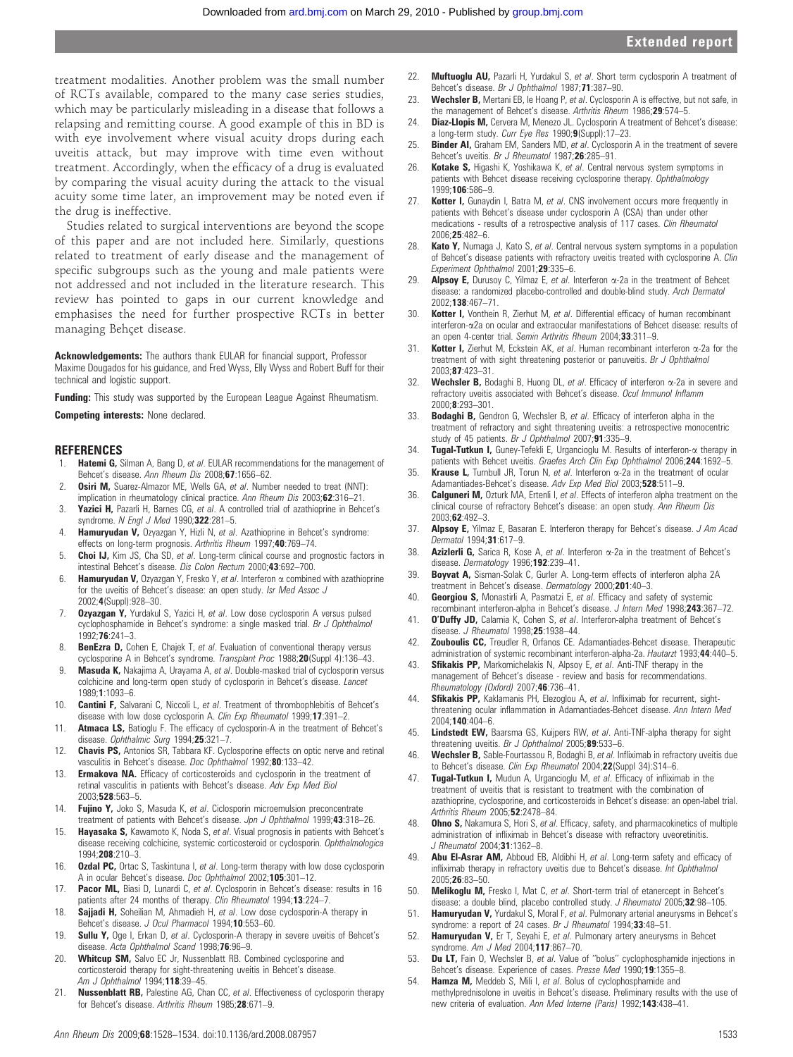treatment modalities. Another problem was the small number of RCTs available, compared to the many case series studies, which may be particularly misleading in a disease that follows a relapsing and remitting course. A good example of this in BD is with eye involvement where visual acuity drops during each uveitis attack, but may improve with time even without treatment. Accordingly, when the efficacy of a drug is evaluated by comparing the visual acuity during the attack to the visual acuity some time later, an improvement may be noted even if the drug is ineffective.

Studies related to surgical interventions are beyond the scope of this paper and are not included here. Similarly, questions related to treatment of early disease and the management of specific subgroups such as the young and male patients were not addressed and not included in the literature research. This review has pointed to gaps in our current knowledge and emphasises the need for further prospective RCTs in better managing Behçet disease.

**Acknowledgements:** The authors thank EULAR for financial support, Professor Maxime Dougados for his guidance, and Fred Wyss, Elly Wyss and Robert Buff for their technical and logistic support.

**Funding:** This study was supported by the European League Against Rheumatism.

**Competing interests:** None declared.

## REFERENCES

1. **Hatemi G,** Silman A, Bang D, *et al*. EULAR recommendations for the management of Behcet's disease. *Ann Rheum Dis* 2008;**67**:1656–62.
2. **Osiri M,** Suarez-Almazor ME, Wells GA, *et al*. Number needed to treat (NNT): implication in rheumatology clinical practice. *Ann Rheum Dis* 2003;**62**:316–21.
3. **Yazici H,** Pazarli H, Barnes CG, *et al*. A controlled trial of azathioprine in Behçet's syndrome. *N Engl J Med* 1990;**322**:281–5.
4. **Hamuryudan V,** Ozyazgan Y, Hizli N, *et al*. Azathioprine in Behcet's syndrome: effects on long-term prognosis. *Arthritis Rheum* 1997;**40**:769–74.
5. **Choi IJ,** Kim JS, Cha SD, *et al*. Long-term clinical course and prognostic factors in intestinal Behcet's disease. *Dis Colon Rectum* 2000;**43**:692–700.
6. **Hamuryudan V,** Ozyazgan Y, Fresko Y, *et al*. Interferon α combined with azathioprine for the uveitis of Behcet's disease: an open study. *Isr Med Assoc J* 2002;**4**(Suppl):928–30.
7. **Ozyazgan Y,** Yurdakul S, Yazici H, *et al*. Low dose cyclosporin A versus pulsed cyclophosphamide in Behçet's syndrome: a single masked trial. *Br J Ophthalmol* 1992;**76**:241–3.
8. **BenEzra D,** Cohen E, Chajek T, *et al*. Evaluation of conventional therapy versus cyclosporine A in Behcet's syndrome. *Transplant Proc* 1988;**20**(Suppl 4):136–43.
9. **Masuda K,** Nakajima A, Urayama A, *et al*. Double-masked trial of cyclosporin versus colchicine and long-term open study of cyclosporin in Behçet's disease. *Lancet* 1989;**1**:1093–6.
10. **Cantini F,** Salvarani C, Niccoli L, *et al*. Treatment of thrombophlebitis of Behcet's disease with low dose cyclosporin A. *Clin Exp Rheumatol* 1999;**17**:391–2.
11. **Atmaca LS,** Batioglu F. The efficacy of cyclosporin-A in the treatment of Behcet's disease. *Ophthalmic Surg* 1994;**25**:321–7.
12. **Chavis PS,** Antonios SR, Tabbara KF. Cyclosporine effects on optic nerve and retinal vasculitis in Behcet's disease. *Doc Ophthalmol* 1992;**80**:133–42.
13. **Ermakova NA.** Efficacy of corticosteroids and cyclosporin in the treatment of retinal vasculitis in patients with Behcet's disease. *Adv Exp Med Biol* 2003;**528**:563–5.
14. **Fujino Y,** Joko S, Masuda K, *et al*. Ciclosporin microemulsion preconcentrate treatment of patients with Behcet's disease. *Jpn J Ophthalmol* 1999;**43**:318–26.
15. **Hayasaka S,** Kawamoto K, Noda S, *et al*. Visual prognosis in patients with Behcet's disease receiving colchicine, systemic corticosteroid or cyclosporin. *Ophthalmologica* 1994;**208**:210–3.
16. **Ozdal PC,** Ortac S, Taskintuna I, *et al*. Long-term therapy with low dose cyclosporin A in ocular Behcet's disease. *Doc Ophthalmol* 2002;**105**:301–12.
17. **Pacor ML,** Biasi D, Lunardi C, *et al*. Cyclosporin in Behcet's disease: results in 16 patients after 24 months of therapy. *Clin Rheumatol* 1994;**13**:224–7.
18. **Sajjadi H,** Soheilian M, Ahmadieh H, *et al*. Low dose cyclosporin-A therapy in Behcet's disease. *J Ocul Pharmacol* 1994;**10**:553–60.
19. **Sullu Y,** Oge I, Erkan D, *et al*. Cyclosporin-A therapy in severe uveitis of Behcet's disease. *Acta Ophthalmol Scand* 1998;**76**:96–9.
20. **Whitcup SM,** Salvo EC Jr, Nussenblatt RB. Combined cyclosporine and corticosteroid therapy for sight-threatening uveitis in Behcet's disease. *Am J Ophthalmol* 1994;**118**:39–45.
21. **Nussenblatt RB,** Palestine AG, Chan CC, *et al*. Effectiveness of cyclosporin therapy for Behcet's disease. *Arthritis Rheum* 1985;**28**:671–9.
22. **Muftuoglu AU,** Pazarli H, Yurdakul S, *et al*. Short term cyclosporin A treatment of Behcet's disease. *Br J Ophthalmol* 1987;**71**:387–90.
23. **Wechsler B,** Mertani EB, le Hoang P, *et al*. Cyclosporin A is effective, but not safe, in the management of Behcet's disease. *Arthritis Rheum* 1986;**29**:574–5.
24. **Diaz-Llopis M,** Cervera M, Menezo JL. Cyclosporin A treatment of Behcet's disease: a long-term study. *Curr Eye Res* 1990;**9**(Suppl):17–23.
25. **Binder AI,** Graham EM, Sanders MD, *et al*. Cyclosporin A in the treatment of severe Behcet's uveitis. *Br J Rheumatol* 1987;**26**:285–91.
26. **Kotake S,** Higashi K, Yoshikawa K, *et al*. Central nervous system symptoms in patients with Behcet disease receiving cyclosporine therapy. *Ophthalmology* 1999;**106**:586–9.
27. **Kotter I,** Gunaydin I, Batra M, *et al*. CNS involvement occurs more frequently in patients with Behcet's disease under cyclosporin A (CSA) than under other medications - results of a retrospective analysis of 117 cases. *Clin Rheumatol* 2006;**25**:482–6.
28. **Kato Y,** Numaga J, Kato S, *et al*. Central nervous system symptoms in a population of Behcet's disease patients with refractory uveitis treated with cyclosporine A. *Clin Experiment Ophthalmol* 2001;**29**:335–6.
29. **Alpsoy E,** Durusoy C, Yilmaz E, *et al*. Interferon α-2a in the treatment of Behcet disease: a randomized placebo-controlled and double-blind study. *Arch Dermatol* 2002;**138**:467–71.
30. **Kotter I,** Vonthein R, Zierhut M, *et al*. Differential efficacy of human recombinant interferon-α2a on ocular and extraocular manifestations of Behcet disease: results of an open 4-center trial. *Semin Arthritis Rheum* 2004;**33**:311–9.
31. **Kotter I,** Zierhut M, Eckstein AK, *et al*. Human recombinant interferon α-2a for the treatment of with sight threatening posterior or panuveitis. *Br J Ophthalmol* 2003;**87**:423–31.
32. **Wechsler B,** Bodaghi B, Huong DL, *et al*. Efficacy of interferon α-2a in severe and refractory uveitis associated with Behcet's disease. *Ocul Immunol Inflamm* 2000;**8**:293–301.
33. **Bodaghi B,** Gendron G, Wechsler B, *et al*. Efficacy of interferon alpha in the treatment of refractory and sight threatening uveitis: a retrospective monocentric study of 45 patients. *Br J Ophthalmol* 2007;**91**:335–9.
34. **Tugal-Tutkun I,** Guney-Tefekli E, Urgancioglu M. Results of interferon-α therapy in patients with Behcet uveitis. *Graefes Arch Clin Exp Ophthalmol* 2006;**244**:1692–5.
35. **Krause L,** Turnbull JR, Torun N, *et al*. Interferon α-2a in the treatment of ocular Adamantiades-Behcet's disease. *Adv Exp Med Biol* 2003;**528**:511–9.
36. **Calguneri M,** Ozturk MA, Ertenli I, *et al*. Effects of interferon alpha treatment on the clinical course of refractory Behcet's disease: an open study. *Ann Rheum Dis* 2003;**62**:492–3.
37. **Alpsoy E,** Yilmaz E, Basaran E. Interferon therapy for Behcet's disease. *J Am Acad Dermatol* 1994;**31**:617–9.
38. **Azizlerli G,** Sarica R, Kose A, *et al*. Interferon α-2a in the treatment of Behcet's disease. *Dermatology* 1996;**192**:239–41.
39. **Boyvat A,** Sisman-Solak C, Gurler A. Long-term effects of interferon alpha 2A treatment in Behcet's disease. *Dermatology* 2000;**201**:40–3.
40. **Georgiou S,** Monastirli A, Pasmatzi E, *et al*. Efficacy and safety of systemic recombinant interferon-alpha in Behcet's disease. *J Intern Med* 1998;**243**:367–72.
41. **O'Duffy JD,** Calamia K, Cohen S, *et al*. Interferon-alpha treatment of Behcet's disease. *J Rheumatol* 1998;**25**:1938–44.
42. **Zouboulis CC,** Treudler R, Orfanos CE. Adamantiades-Behcet disease. Therapeutic administration of systemic recombinant interferon-alpha-2a. *Hautarzt* 1993;**44**:440–5.
43. **Sfikakis PP,** Markomichelakis N, Alpsoy E, *et al*. Anti-TNF therapy in the management of Behcet's disease - review and basis for recommendations. *Rheumatology (Oxford)* 2007;**46**:736–41.
44. **Sfikakis PP,** Kaklamanis PH, Elezoglou A, *et al*. Infliximab for recurrent, sight-threatening ocular inflammation in Adamantiades-Behcet disease. *Ann Intern Med* 2004;**140**:404–6.
45. **Lindstedt EW,** Baarsma GS, Kuijpers RW, *et al*. Anti-TNF-alpha therapy for sight threatening uveitis. *Br J Ophthalmol* 2005;**89**:533–6.
46. **Wechsler B,** Sable-Fourtassou R, Bodaghi B, *et al*. Infliximab in refractory uveitis due to Behcet's disease. *Clin Exp Rheumatol* 2004;**22**(Suppl 34):S14–6.
47. **Tugal-Tutkun I,** Mudun A, Urgancioglu M, *et al*. Efficacy of infliximab in the treatment of uveitis that is resistant to treatment with the combination of azathioprine, cyclosporine, and corticosteroids in Behcet's disease: an open-label trial. *Arthritis Rheum* 2005;**52**:2478–84.
48. **Ohno S,** Nakamura S, Hori S, *et al*. Efficacy, safety, and pharmacokinetics of multiple administration of infliximab in Behcet's disease with refractory uveoretinitis. *J Rheumatol* 2004;**31**:1362–8.
49. **Abu El-Asrar AM,** Abboud EB, Aldibhi H, *et al*. Long-term safety and efficacy of infliximab therapy in refractory uveitis due to Behcet's disease. *Int Ophthalmol* 2005;**26**:83–50.
50. **Melikoglu M,** Fresko I, Mat C, *et al*. Short-term trial of etanercept in Behcet's disease: a double blind, placebo controlled study. *J Rheumatol* 2005;**32**:98–105.
51. **Hamuryudan V,** Yurdakul S, Moral F, *et al*. Pulmonary arterial aneurysms in Behcet's syndrome: a report of 24 cases. *Br J Rheumatol* 1994;**33**:48–51.
52. **Hamuryudan V,** Er T, Seyahi E, *et al*. Pulmonary artery aneurysms in Behcet syndrome. *Am J Med* 2004;**117**:867–70.
53. **Du LT,** Fain O, Wechsler B, *et al*. Value of "bolus" cyclophosphamide injections in Behcet's disease. Experience of cases. *Presse Med* 1990;**19**:1355–8.
54. **Hamza M,** Meddeb S, Mili I, *et al*. Bolus of cyclophosphamide and methylprednisolone in uveitis in Behcet's disease. Preliminary results with the use of new criteria of evaluation. *Ann Med Interne (Paris)* 1992;**143**:438–41.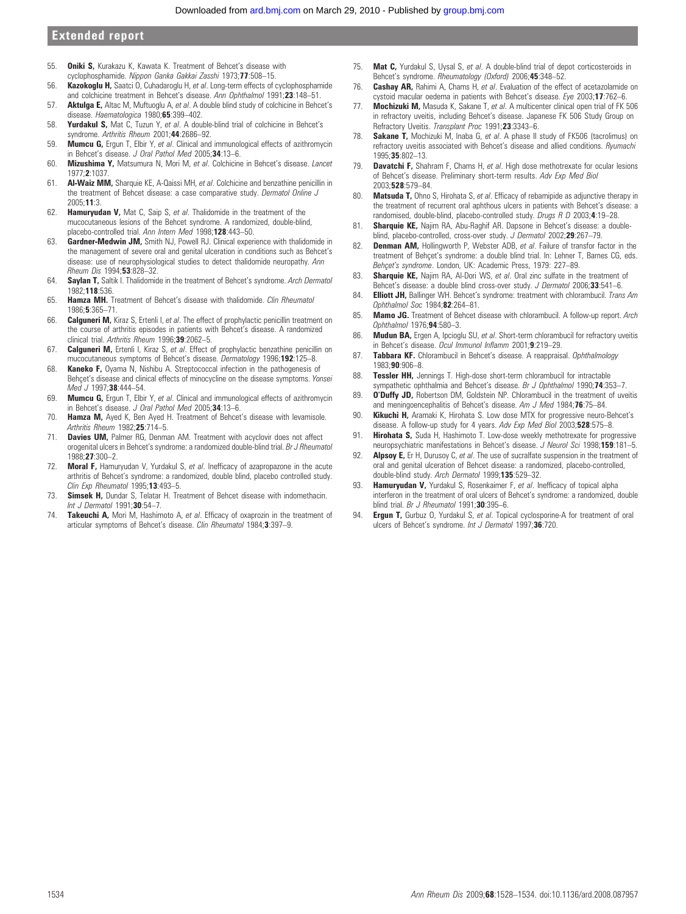55. **Oniki S,** Kurakazu K, Kawata K. Treatment of Behcet's disease with cyclophosphamide. *Nippon Ganka Gakkai Zasshi* 1973;**77**:508–15.
56. **Kazokoglu H,** Saatci O, Cuhadaroglu H, *et al*. Long-term effects of cyclophosphamide and colchicine treatment in Behcet's disease. *Ann Ophthalmol* 1991;**23**:148–51.
57. **Aktulga E,** Altac M, Muftuoglu A, *et al*. A double blind study of colchicine in Behcet's disease. *Haematologica* 1980;**65**:399–402.
58. **Yurdakul S,** Mat C, Tuzun Y, *et al*. A double-blind trial of colchicine in Behcet's syndrome. *Arthritis Rheum* 2001;**44**:2686–92.
59. **Mumcu G,** Ergun T, Elbir Y, *et al*. Clinical and immunological effects of azithromycin in Behcet's disease. *J Oral Pathol Med* 2005;**34**:13–6.
60. **Mizushima Y,** Matsumura N, Mori M, *et al*. Colchicine in Behcet's disease. *Lancet* 1977;**2**:1037.
61. **Al-Waiz MM,** Sharquie KE, A-Qaissi MH, *et al*. Colchicine and benzathine penicillin in the treatment of Behcet disease: a case comparative study. *Dermatol Online J* 2005;**11**:3.
62. **Hamuryudan V,** Mat C, Saip S, *et al*. Thalidomide in the treatment of the mucocutaneous lesions of the Behcet syndrome. A randomized, double-blind, placebo-controlled trial. *Ann Intern Med* 1998;**128**:443–50.
63. **Gardner-Medwin JM,** Smith NJ, Powell RJ. Clinical experience with thalidomide in the management of severe oral and genital ulceration in conditions such as Behcet's disease: use of neurophysiological studies to detect thalidomide neuropathy. *Ann Rheum Dis* 1994;**53**:828–32.
64. **Saylan T,** Saltik I. Thalidomide in the treatment of Behcet's syndrome. *Arch Dermatol* 1982;**118**:536.
65. **Hamza MH.** Treatment of Behcet's disease with thalidomide. *Clin Rheumatol* 1986;**5**:365–71.
66. **Calguneri M,** Kiraz S, Ertenli I, *et al*. The effect of prophylactic penicillin treatment on the course of arthritis episodes in patients with Behcet's disease. A randomized clinical trial. *Arthritis Rheum* 1996;**39**:2062–5.
67. **Calguneri M,** Ertenli I, Kiraz S, *et al*. Effect of prophylactic benzathine penicillin on mucocutaneous symptoms of Behcet's disease. *Dermatology* 1996;**192**:125–8.
68. **Kaneko F,** Oyama N, Nishibu A. Streptococcal infection in the pathogenesis of Behçet's disease and clinical effects of minocycline on the disease symptoms. *Yonsei Med J* 1997;**38**:444–54.
69. **Mumcu G,** Ergun T, Elbir Y, *et al*. Clinical and immunological effects of azithromycin in Behcet's disease. *J Oral Pathol Med* 2005;**34**:13–6.
70. **Hamza M,** Ayed K, Ben Ayed H. Treatment of Behcet's disease with levamisole. *Arthritis Rheum* 1982;**25**:714–5.
71. **Davies UM,** Palmer RG, Denman AM. Treatment with acyclovir does not affect orogenital ulcers in Behcet's syndrome: a randomized double-blind trial. *Br J Rheumatol* 1988;**27**:300–2.
72. **Moral F,** Hamuryudan V, Yurdakul S, *et al*. Inefficacy of azapropazone in the acute arthritis of Behcet's syndrome: a randomized, double blind, placebo controlled study. *Clin Exp Rheumatol* 1995;**13**:493–5.
73. **Simsek H,** Dundar S, Telatar H. Treatment of Behcet disease with indomethacin. *Int J Dermatol* 1991;**30**:54–7.
74. **Takeuchi A,** Mori M, Hashimoto A, *et al*. Efficacy of oxaprozin in the treatment of articular symptoms of Behcet's disease. *Clin Rheumatol* 1984;**3**:397–9.
75. **Mat C,** Yurdakul S, Uysal S, *et al*. A double-blind trial of depot corticosteroids in Behcet's syndrome. *Rheumatology (Oxford)* 2006;**45**:348–52.
76. **Cashay AR,** Rahimi A, Chams H, *et al*. Evaluation of the effect of acetazolamide on cystoid macular oedema in patients with Behcet's disease. *Eye* 2003;**17**:762–6.
77. **Mochizuki M,** Masuda K, Sakane T, *et al*. A multicenter clinical open trial of FK 506 in refractory uveitis, including Behcet's disease. Japanese FK 506 Study Group on Refractory Uveitis. *Transplant Proc* 1991;**23**:3343–6.
78. **Sakane T,** Mochizuki M, Inaba G, *et al*. A phase II study of FK506 (tacrolimus) on refractory uveitis associated with Behcet's disease and allied conditions. *Ryumachi* 1995;**35**:802–13.
79. **Davatchi F,** Shahram F, Chams H, *et al*. High dose methotrexate for ocular lesions of Behcet's disease. Preliminary short-term results. *Adv Exp Med Biol* 2003;**528**:579–84.
80. **Matsuda T,** Ohno S, Hirohata S, *et al*. Efficacy of rebamipide as adjunctive therapy in the treatment of recurrent oral aphthous ulcers in patients with Behcet's disease: a randomised, double-blind, placebo-controlled study. *Drugs R D* 2003;**4**:19–28.
81. **Sharquie KE,** Najim RA, Abu-Raghif AR. Dapsone in Behcet's disease: a double-blind, placebo-controlled, cross-over study. *J Dermatol* 2002;**29**:267–79.
82. **Denman AM,** Hollingworth P, Webster ADB, *et al*. Failure of transfor factor in the treatment of Behçet's syndrome: a double blind trial. In: Lehner T, Barnes CG, eds. *Behçet's syndrome*. London, UK: Academic Press, 1979: 227–89.
83. **Sharquie KE,** Najim RA, Al-Dori WS, *et al*. Oral zinc sulfate in the treatment of Behcet's disease: a double blind cross-over study. *J Dermatol* 2006;**33**:541–6.
84. **Elliott JH,** Ballinger WH. Behcet's syndrome: treatment with chlorambucil. *Trans Am Ophthalmol Soc* 1984;**82**:264–81.
85. **Mamo JG.** Treatment of Behcet disease with chlorambucil. A follow-up report. *Arch Ophthalmol* 1976;**94**:580–3.
86. **Mudun BA,** Ergen A, Ipcioglu SU, *et al*. Short-term chlorambucil for refractory uveitis in Behcet's disease. *Ocul Immunol Inflamm* 2001;**9**:219–29.
87. **Tabbara KF.** Chlorambucil in Behcet's disease. A reappraisal. *Ophthalmology* 1983;**90**:906–8.
88. **Tessler HH,** Jennings T. High-dose short-term chlorambucil for intractable sympathetic ophthalmia and Behcet's disease. *Br J Ophthalmol* 1990;**74**:353–7.
89. **O'Duffy JD,** Robertson DM, Goldstein NP. Chlorambucil in the treatment of uveitis and meningoencephalitis of Behcet's disease. *Am J Med* 1984;**76**:75–84.
90. **Kikuchi H,** Aramaki K, Hirohata S. Low dose MTX for progressive neuro-Behcet's disease. A follow-up study for 4 years. *Adv Exp Med Biol* 2003;**528**:575–8.
91. **Hirohata S,** Suda H, Hashimoto T. Low-dose weekly methotrexate for progressive neuropsychiatric manifestations in Behcet's disease. *J Neurol Sci* 1998;**159**:181–5.
92. **Alpsoy E,** Er H, Durusoy C, *et al*. The use of sucralfate suspension in the treatment of oral and genital ulceration of Behcet disease: a randomized, placebo-controlled, double-blind study. *Arch Dermatol* 1999;**135**:529–32.
93. **Hamuryudan V,** Yurdakul S, Rosenkaimer F, *et al*. Inefficacy of topical alpha interferon in the treatment of oral ulcers of Behcet's syndrome: a randomized, double blind trial. *Br J Rheumatol* 1991;**30**:395–6.
94. **Ergun T,** Gurbuz O, Yurdakul S, *et al*. Topical cyclosporine-A for treatment of oral ulcers of Behcet's syndrome. *Int J Dermatol* 1997;**36**:720.